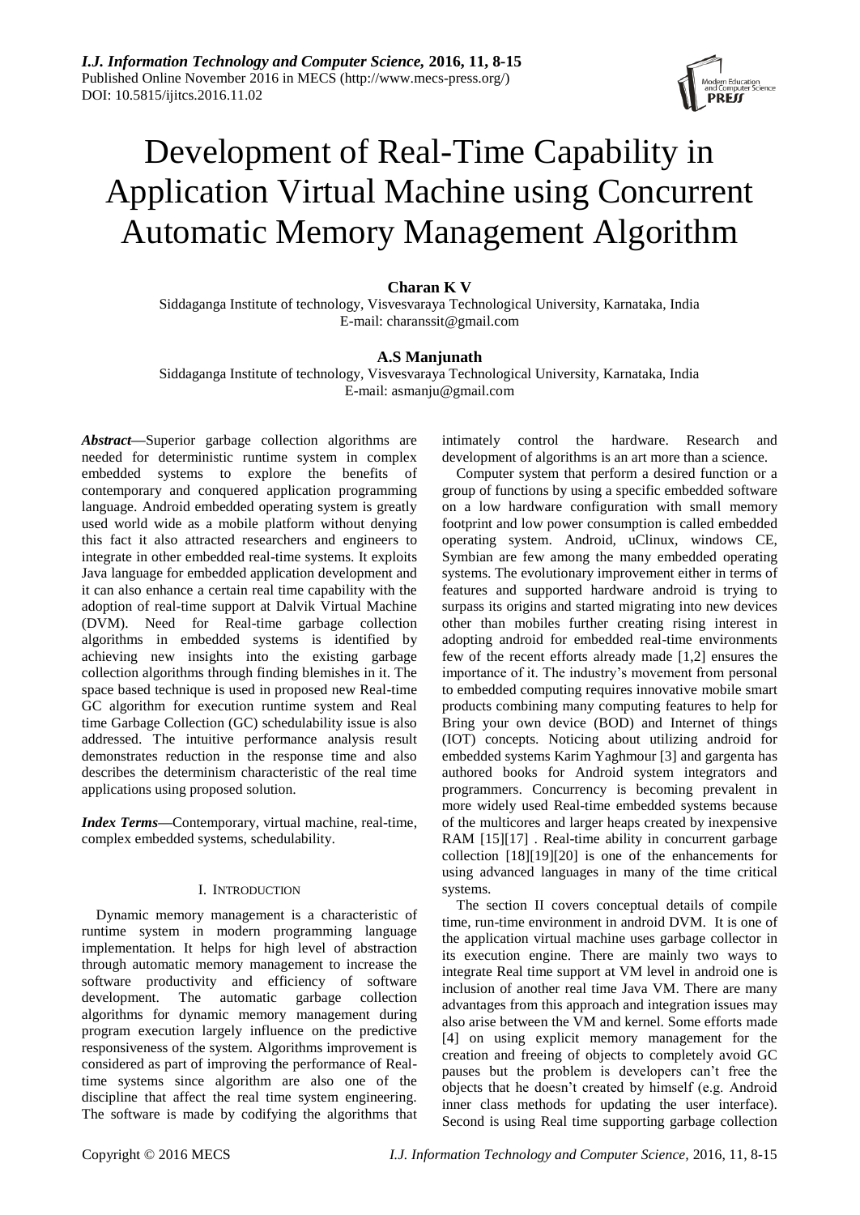# Development of Real-Time Capability in Application Virtual Machine using Concurrent Automatic Memory Management Algorithm

**Charan K V**

Siddaganga Institute of technology, Visvesvaraya Technological University, Karnataka, India
E-mail: charanssit@gmail.com

**A.S Manjunath**

Siddaganga Institute of technology, Visvesvaraya Technological University, Karnataka, India
E-mail: asmanju@gmail.com

***Abstract*****—**Superior garbage collection algorithms are needed for deterministic runtime system in complex embedded systems to explore the benefits of contemporary and conquered application programming language. Android embedded operating system is greatly used world wide as a mobile platform without denying this fact it also attracted researchers and engineers to integrate in other embedded real-time systems. It exploits Java language for embedded application development and it can also enhance a certain real time capability with the adoption of real-time support at Dalvik Virtual Machine (DVM). Need for Real-time garbage collection algorithms in embedded systems is identified by achieving new insights into the existing garbage collection algorithms through finding blemishes in it. The space based technique is used in proposed new Real-time GC algorithm for execution runtime system and Real time Garbage Collection (GC) schedulability issue is also addressed. The intuitive performance analysis result demonstrates reduction in the response time and also describes the determinism characteristic of the real time applications using proposed solution.

***Index Terms*****—**Contemporary, virtual machine, real-time, complex embedded systems, schedulability.

## I. Introduction

Dynamic memory management is a characteristic of runtime system in modern programming language implementation. It helps for high level of abstraction through automatic memory management to increase the software productivity and efficiency of software development. The automatic garbage collection algorithms for dynamic memory management during program execution largely influence on the predictive responsiveness of the system. Algorithms improvement is considered as part of improving the performance of Real-time systems since algorithm are also one of the discipline that affect the real time system engineering. The software is made by codifying the algorithms that intimately control the hardware. Research and development of algorithms is an art more than a science.

Computer system that perform a desired function or a group of functions by using a specific embedded software on a low hardware configuration with small memory footprint and low power consumption is called embedded operating system. Android, uClinux, windows CE, Symbian are few among the many embedded operating systems. The evolutionary improvement either in terms of features and supported hardware android is trying to surpass its origins and started migrating into new devices other than mobiles further creating rising interest in adopting android for embedded real-time environments few of the recent efforts already made [1,2] ensures the importance of it. The industry's movement from personal to embedded computing requires innovative mobile smart products combining many computing features to help for Bring your own device (BOD) and Internet of things (IOT) concepts. Noticing about utilizing android for embedded systems Karim Yaghmour [3] and gargenta has authored books for Android system integrators and programmers. Concurrency is becoming prevalent in more widely used Real-time embedded systems because of the multicores and larger heaps created by inexpensive RAM [15][17] . Real-time ability in concurrent garbage collection [18][19][20] is one of the enhancements for using advanced languages in many of the time critical systems.

The section II covers conceptual details of compile time, run-time environment in android DVM. It is one of the application virtual machine uses garbage collector in its execution engine. There are mainly two ways to integrate Real time support at VM level in android one is inclusion of another real time Java VM. There are many advantages from this approach and integration issues may also arise between the VM and kernel. Some efforts made [4] on using explicit memory management for the creation and freeing of objects to completely avoid GC pauses but the problem is developers can't free the objects that he doesn't created by himself (e.g. Android inner class methods for updating the user interface). Second is using Real time supporting garbage collection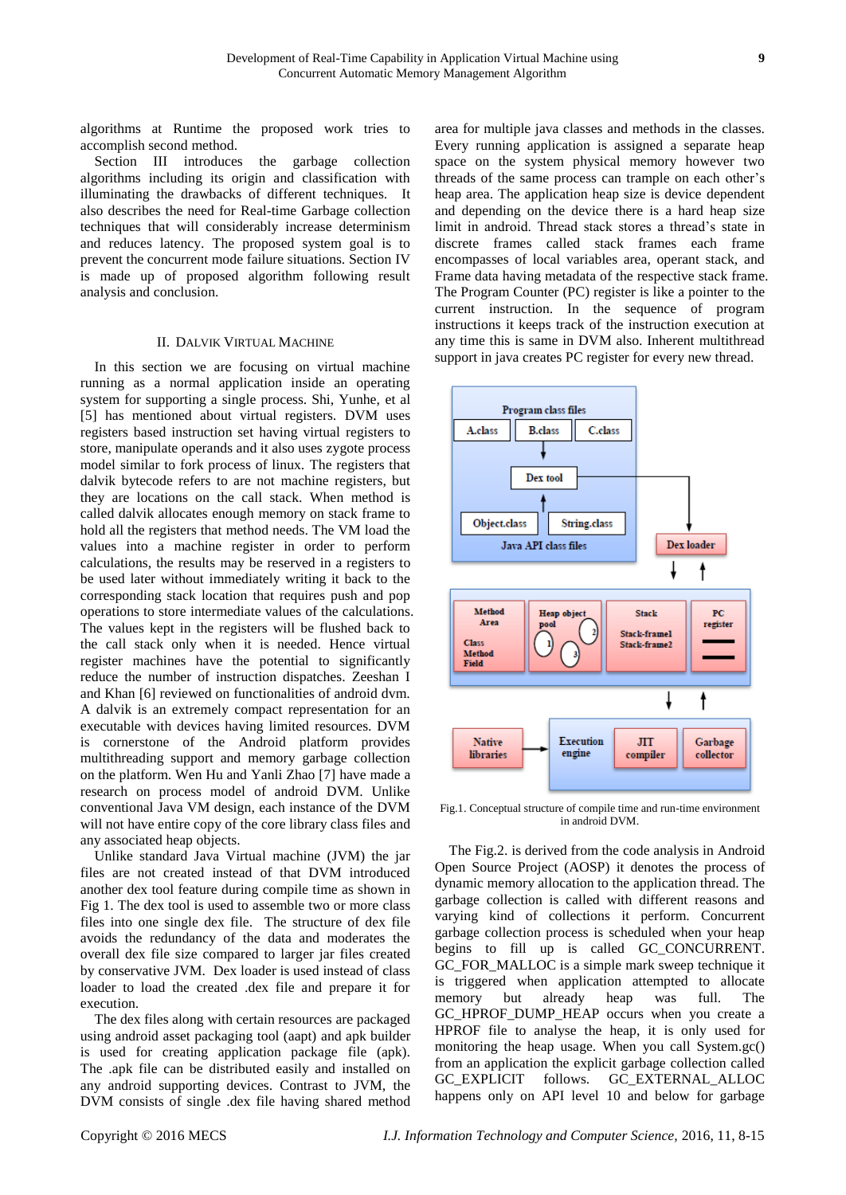algorithms at Runtime the proposed work tries to accomplish second method.

Section III introduces the garbage collection algorithms including its origin and classification with illuminating the drawbacks of different techniques. It also describes the need for Real-time Garbage collection techniques that will considerably increase determinism and reduces latency. The proposed system goal is to prevent the concurrent mode failure situations. Section IV is made up of proposed algorithm following result analysis and conclusion.

## II. Dalvik Virtual Machine

In this section we are focusing on virtual machine running as a normal application inside an operating system for supporting a single process. Shi, Yunhe, et al [5] has mentioned about virtual registers. DVM uses registers based instruction set having virtual registers to store, manipulate operands and it also uses zygote process model similar to fork process of linux. The registers that dalvik bytecode refers to are not machine registers, but they are locations on the call stack. When method is called dalvik allocates enough memory on stack frame to hold all the registers that method needs. The VM load the values into a machine register in order to perform calculations, the results may be reserved in a registers to be used later without immediately writing it back to the corresponding stack location that requires push and pop operations to store intermediate values of the calculations. The values kept in the registers will be flushed back to the call stack only when it is needed. Hence virtual register machines have the potential to significantly reduce the number of instruction dispatches. Zeeshan I and Khan [6] reviewed on functionalities of android dvm. A dalvik is an extremely compact representation for an executable with devices having limited resources. DVM is cornerstone of the Android platform provides multithreading support and memory garbage collection on the platform. Wen Hu and Yanli Zhao [7] have made a research on process model of android DVM. Unlike conventional Java VM design, each instance of the DVM will not have entire copy of the core library class files and any associated heap objects.

Unlike standard Java Virtual machine (JVM) the jar files are not created instead of that DVM introduced another dex tool feature during compile time as shown in Fig 1. The dex tool is used to assemble two or more class files into one single dex file. The structure of dex file avoids the redundancy of the data and moderates the overall dex file size compared to larger jar files created by conservative JVM. Dex loader is used instead of class loader to load the created .dex file and prepare it for execution.

The dex files along with certain resources are packaged using android asset packaging tool (aapt) and apk builder is used for creating application package file (apk). The .apk file can be distributed easily and installed on any android supporting devices. Contrast to JVM, the DVM consists of single .dex file having shared method area for multiple java classes and methods in the classes. Every running application is assigned a separate heap space on the system physical memory however two threads of the same process can trample on each other's heap area. The application heap size is device dependent and depending on the device there is a hard heap size limit in android. Thread stack stores a thread's state in discrete frames called stack frames each frame encompasses of local variables area, operant stack, and Frame data having metadata of the respective stack frame. The Program Counter (PC) register is like a pointer to the current instruction. In the sequence of program instructions it keeps track of the instruction execution at any time this is same in DVM also. Inherent multithread support in java creates PC register for every new thread.

Fig.1. Conceptual structure of compile time and run-time environment in android DVM.

The Fig.2. is derived from the code analysis in Android Open Source Project (AOSP) it denotes the process of dynamic memory allocation to the application thread. The garbage collection is called with different reasons and varying kind of collections it perform. Concurrent garbage collection process is scheduled when your heap begins to fill up is called GC_CONCURRENT. GC_FOR_MALLOC is a simple mark sweep technique it is triggered when application attempted to allocate memory but already heap was full. The GC_HPROF_DUMP_HEAP occurs when you create a HPROF file to analyse the heap, it is only used for monitoring the heap usage. When you call System.gc() from an application the explicit garbage collection called GC_EXPLICIT follows. GC_EXTERNAL_ALLOC happens only on API level 10 and below for garbage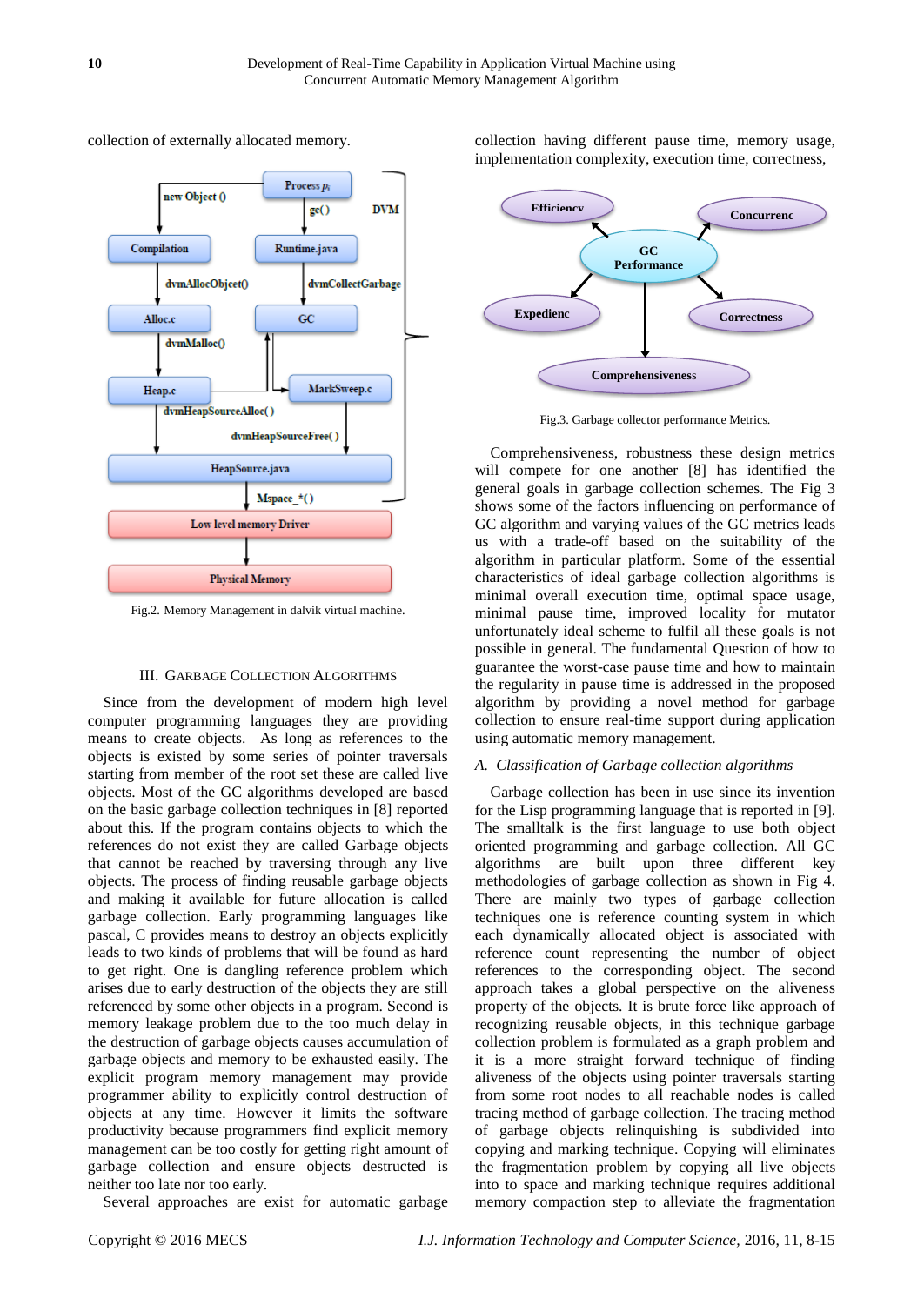collection of externally allocated memory.

Fig.2. Memory Management in dalvik virtual machine.

### III. Garbage Collection Algorithms

Since from the development of modern high level computer programming languages they are providing means to create objects. As long as references to the objects is existed by some series of pointer traversals starting from member of the root set these are called live objects. Most of the GC algorithms developed are based on the basic garbage collection techniques in [8] reported about this. If the program contains objects to which the references do not exist they are called Garbage objects that cannot be reached by traversing through any live objects. The process of finding reusable garbage objects and making it available for future allocation is called garbage collection. Early programming languages like pascal, C provides means to destroy an objects explicitly leads to two kinds of problems that will be found as hard to get right. One is dangling reference problem which arises due to early destruction of the objects they are still referenced by some other objects in a program. Second is memory leakage problem due to the too much delay in the destruction of garbage objects causes accumulation of garbage objects and memory to be exhausted easily. The explicit program memory management may provide programmer ability to explicitly control destruction of objects at any time. However it limits the software productivity because programmers find explicit memory management can be too costly for getting right amount of garbage collection and ensure objects destructed is neither too late nor too early.

Several approaches are exist for automatic garbage collection having different pause time, memory usage, implementation complexity, execution time, correctness,

Fig.3. Garbage collector performance Metrics.

Comprehensiveness, robustness these design metrics will compete for one another [8] has identified the general goals in garbage collection schemes. The Fig 3 shows some of the factors influencing on performance of GC algorithm and varying values of the GC metrics leads us with a trade-off based on the suitability of the algorithm in particular platform. Some of the essential characteristics of ideal garbage collection algorithms is minimal overall execution time, optimal space usage, minimal pause time, improved locality for mutator unfortunately ideal scheme to fulfil all these goals is not possible in general. The fundamental Question of how to guarantee the worst-case pause time and how to maintain the regularity in pause time is addressed in the proposed algorithm by providing a novel method for garbage collection to ensure real-time support during application using automatic memory management.

#### *A. Classification of Garbage collection algorithms*

Garbage collection has been in use since its invention for the Lisp programming language that is reported in [9]. The smalltalk is the first language to use both object oriented programming and garbage collection. All GC algorithms are built upon three different key methodologies of garbage collection as shown in Fig 4. There are mainly two types of garbage collection techniques one is reference counting system in which each dynamically allocated object is associated with reference count representing the number of object references to the corresponding object. The second approach takes a global perspective on the aliveness property of the objects. It is brute force like approach of recognizing reusable objects, in this technique garbage collection problem is formulated as a graph problem and it is a more straight forward technique of finding aliveness of the objects using pointer traversals starting from some root nodes to all reachable nodes is called tracing method of garbage collection. The tracing method of garbage objects relinquishing is subdivided into copying and marking technique. Copying will eliminates the fragmentation problem by copying all live objects into to space and marking technique requires additional memory compaction step to alleviate the fragmentation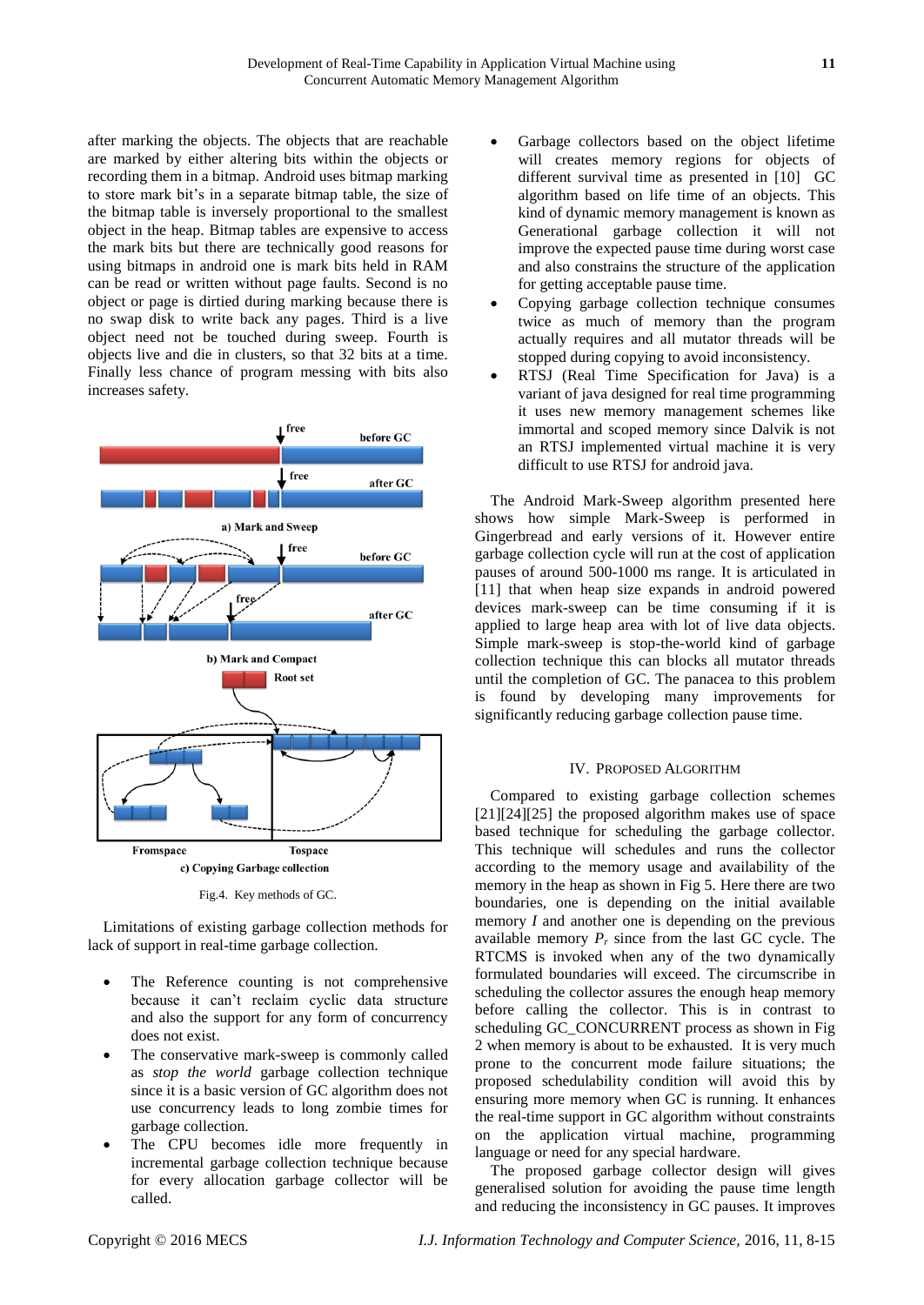after marking the objects. The objects that are reachable are marked by either altering bits within the objects or recording them in a bitmap. Android uses bitmap marking to store mark bit's in a separate bitmap table, the size of the bitmap table is inversely proportional to the smallest object in the heap. Bitmap tables are expensive to access the mark bits but there are technically good reasons for using bitmaps in android one is mark bits held in RAM can be read or written without page faults. Second is no object or page is dirtied during marking because there is no swap disk to write back any pages. Third is a live object need not be touched during sweep. Fourth is objects live and die in clusters, so that 32 bits at a time. Finally less chance of program messing with bits also increases safety.

Fig.4. Key methods of GC.

Limitations of existing garbage collection methods for lack of support in real-time garbage collection.

- The Reference counting is not comprehensive because it can't reclaim cyclic data structure and also the support for any form of concurrency does not exist.
- The conservative mark-sweep is commonly called as *stop the world* garbage collection technique since it is a basic version of GC algorithm does not use concurrency leads to long zombie times for garbage collection.
- The CPU becomes idle more frequently in incremental garbage collection technique because for every allocation garbage collector will be called.
- Garbage collectors based on the object lifetime will creates memory regions for objects of different survival time as presented in [10] GC algorithm based on life time of an objects. This kind of dynamic memory management is known as Generational garbage collection it will not improve the expected pause time during worst case and also constrains the structure of the application for getting acceptable pause time.
- Copying garbage collection technique consumes twice as much of memory than the program actually requires and all mutator threads will be stopped during copying to avoid inconsistency.
- RTSJ (Real Time Specification for Java) is a variant of java designed for real time programming it uses new memory management schemes like immortal and scoped memory since Dalvik is not an RTSJ implemented virtual machine it is very difficult to use RTSJ for android java.

The Android Mark-Sweep algorithm presented here shows how simple Mark-Sweep is performed in Gingerbread and early versions of it. However entire garbage collection cycle will run at the cost of application pauses of around 500-1000 ms range. It is articulated in [11] that when heap size expands in android powered devices mark-sweep can be time consuming if it is applied to large heap area with lot of live data objects. Simple mark-sweep is stop-the-world kind of garbage collection technique this can blocks all mutator threads until the completion of GC. The panacea to this problem is found by developing many improvements for significantly reducing garbage collection pause time.

## IV. Proposed Algorithm

Compared to existing garbage collection schemes [21][24][25] the proposed algorithm makes use of space based technique for scheduling the garbage collector. This technique will schedules and runs the collector according to the memory usage and availability of the memory in the heap as shown in Fig 5. Here there are two boundaries, one is depending on the initial available memory $I$ and another one is depending on the previous available memory $P_r$ since from the last GC cycle. The RTCMS is invoked when any of the two dynamically formulated boundaries will exceed. The circumscribe in scheduling the collector assures the enough heap memory before calling the collector. This is in contrast to scheduling GC_CONCURRENT process as shown in Fig 2 when memory is about to be exhausted. It is very much prone to the concurrent mode failure situations; the proposed schedulability condition will avoid this by ensuring more memory when GC is running. It enhances the real-time support in GC algorithm without constraints on the application virtual machine, programming language or need for any special hardware.

The proposed garbage collector design will gives generalised solution for avoiding the pause time length and reducing the inconsistency in GC pauses. It improves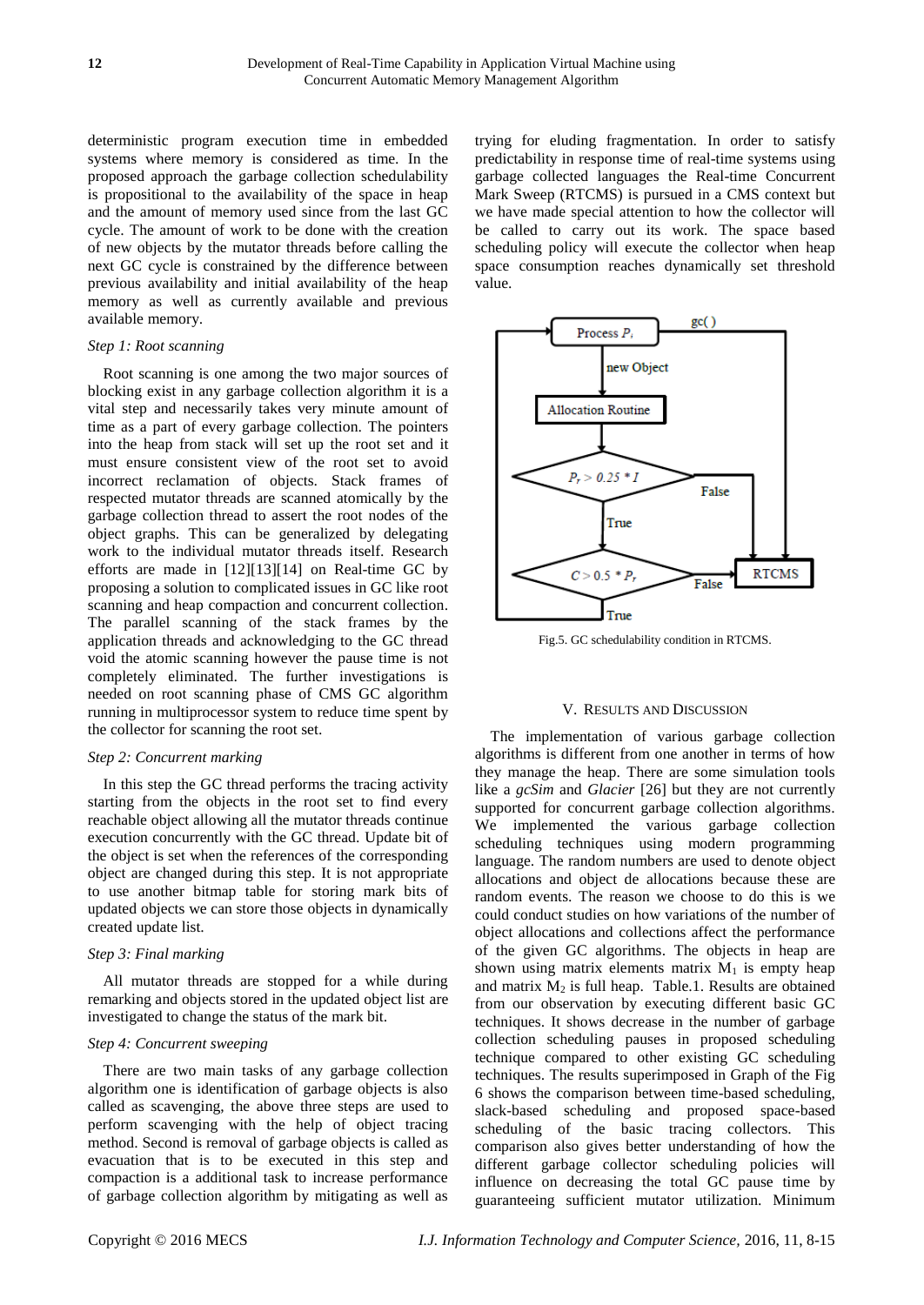deterministic program execution time in embedded systems where memory is considered as time. In the proposed approach the garbage collection schedulability is propositional to the availability of the space in heap and the amount of memory used since from the last GC cycle. The amount of work to be done with the creation of new objects by the mutator threads before calling the next GC cycle is constrained by the difference between previous availability and initial availability of the heap memory as well as currently available and previous available memory.

*Step 1: Root scanning*

Root scanning is one among the two major sources of blocking exist in any garbage collection algorithm it is a vital step and necessarily takes very minute amount of time as a part of every garbage collection. The pointers into the heap from stack will set up the root set and it must ensure consistent view of the root set to avoid incorrect reclamation of objects. Stack frames of respected mutator threads are scanned atomically by the garbage collection thread to assert the root nodes of the object graphs. This can be generalized by delegating work to the individual mutator threads itself. Research efforts are made in [12][13][14] on Real-time GC by proposing a solution to complicated issues in GC like root scanning and heap compaction and concurrent collection. The parallel scanning of the stack frames by the application threads and acknowledging to the GC thread void the atomic scanning however the pause time is not completely eliminated. The further investigations is needed on root scanning phase of CMS GC algorithm running in multiprocessor system to reduce time spent by the collector for scanning the root set.

*Step 2: Concurrent marking*

In this step the GC thread performs the tracing activity starting from the objects in the root set to find every reachable object allowing all the mutator threads continue execution concurrently with the GC thread. Update bit of the object is set when the references of the corresponding object are changed during this step. It is not appropriate to use another bitmap table for storing mark bits of updated objects we can store those objects in dynamically created update list.

*Step 3: Final marking*

All mutator threads are stopped for a while during remarking and objects stored in the updated object list are investigated to change the status of the mark bit.

*Step 4: Concurrent sweeping*

There are two main tasks of any garbage collection algorithm one is identification of garbage objects is also called as scavenging, the above three steps are used to perform scavenging with the help of object tracing method. Second is removal of garbage objects is called as evacuation that is to be executed in this step and compaction is a additional task to increase performance of garbage collection algorithm by mitigating as well as trying for eluding fragmentation. In order to satisfy predictability in response time of real-time systems using garbage collected languages the Real-time Concurrent Mark Sweep (RTCMS) is pursued in a CMS context but we have made special attention to how the collector will be called to carry out its work. The space based scheduling policy will execute the collector when heap space consumption reaches dynamically set threshold value.

Process $P_r$ → new Object → Allocation Routine → $P_r > 0.25 * I$ (True → $C > 0.5 * P_r$; False → RTCMS); $C > 0.5 * P_r$ (True → Process $P_r$; False → RTCMS); Process $P_r$ —gc( )→ RTCMS

Fig.5. GC schedulability condition in RTCMS.

## V. Results and Discussion

The implementation of various garbage collection algorithms is different from one another in terms of how they manage the heap. There are some simulation tools like a *gcSim* and *Glacier* [26] but they are not currently supported for concurrent garbage collection algorithms. We implemented the various garbage collection scheduling techniques using modern programming language. The random numbers are used to denote object allocations and object de allocations because these are random events. The reason we choose to do this is we could conduct studies on how variations of the number of object allocations and collections affect the performance of the given GC algorithms. The objects in heap are shown using matrix elements matrix $M_1$ is empty heap and matrix $M_2$ is full heap. Table.1. Results are obtained from our observation by executing different basic GC techniques. It shows decrease in the number of garbage collection scheduling pauses in proposed scheduling technique compared to other existing GC scheduling techniques. The results superimposed in Graph of the Fig 6 shows the comparison between time-based scheduling, slack-based scheduling and proposed space-based scheduling of the basic tracing collectors. This comparison also gives better understanding of how the different garbage collector scheduling policies will influence on decreasing the total GC pause time by guaranteeing sufficient mutator utilization. Minimum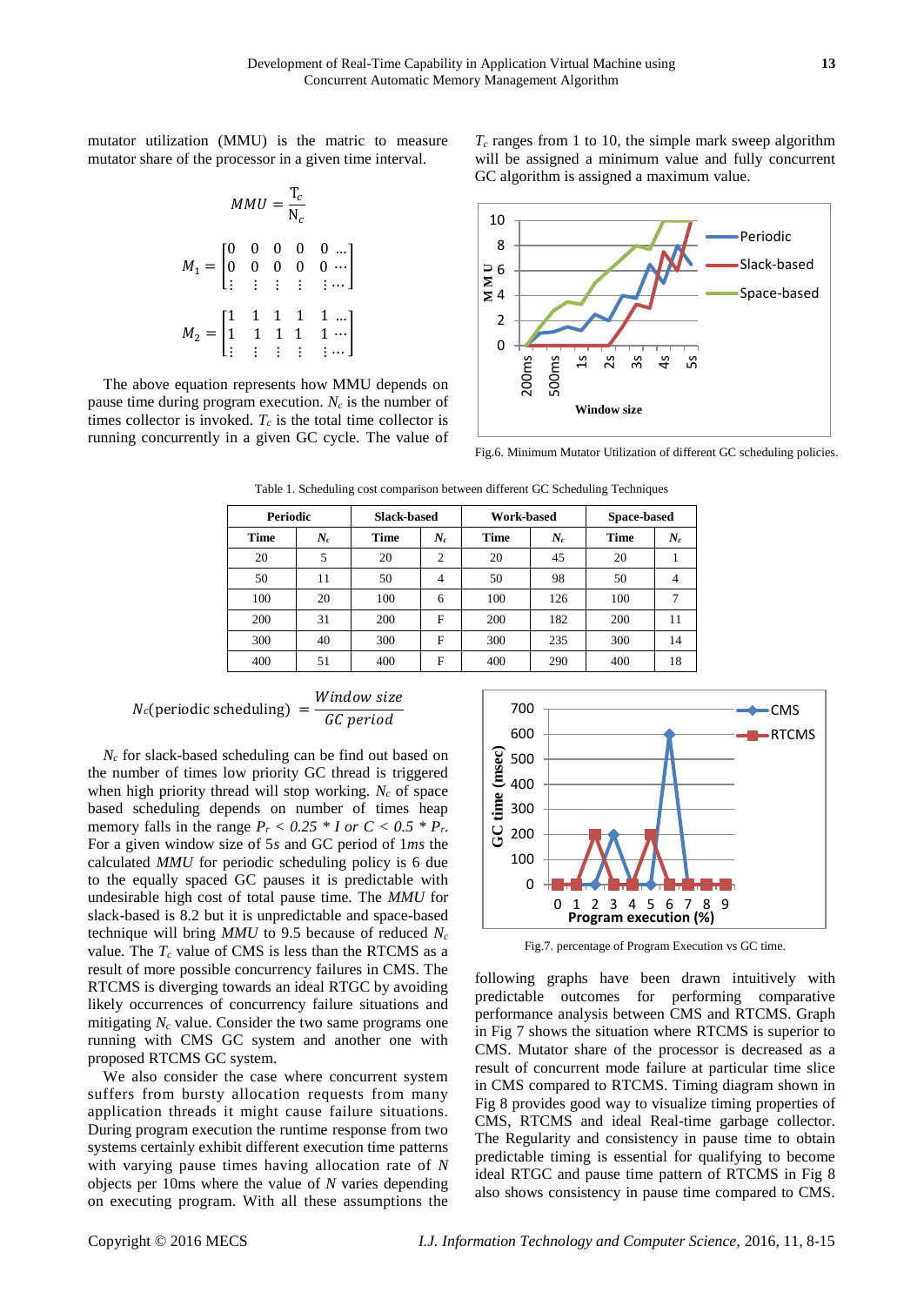mutator utilization (MMU) is the matric to measure mutator share of the processor in a given time interval.

$$MMU = \frac{T_c}{N_c}$$

$$M_1 = \begin{bmatrix} 0 & 0 & 0 & 0 & 0 \dots \\ 0 & 0 & 0 & 0 & 0 \cdots \\ \vdots & \vdots & \vdots & \vdots & \vdots \cdots \end{bmatrix}$$

$$M_2 = \begin{bmatrix} 1 & 1 & 1 & 1 & 1 \dots \\ 1 & 1 & 1 & 1 & 1 \cdots \\ \vdots & \vdots & \vdots & \vdots & \vdots \cdots \end{bmatrix}$$

The above equation represents how MMU depends on pause time during program execution. $N_c$ is the number of times collector is invoked. $T_c$ is the total time collector is running concurrently in a given GC cycle. The value of $T_c$ ranges from 1 to 10, the simple mark sweep algorithm will be assigned a minimum value and fully concurrent GC algorithm is assigned a maximum value.

Fig.6. Minimum Mutator Utilization of different GC scheduling policies.

Table 1. Scheduling cost comparison between different GC Scheduling Techniques

| Periodic | | Slack-based | | Work-based | | Space-based | |
|---|---|---|---|---|---|---|---|
| Time | $N_c$ | Time | $N_c$ | Time | $N_c$ | Time | $N_c$ |
| 20 | 5 | 20 | 2 | 20 | 45 | 20 | 1 |
| 50 | 11 | 50 | 4 | 50 | 98 | 50 | 4 |
| 100 | 20 | 100 | 6 | 100 | 126 | 100 | 7 |
| 200 | 31 | 200 | F | 200 | 182 | 200 | 11 |
| 300 | 40 | 300 | F | 300 | 235 | 300 | 14 |
| 400 | 51 | 400 | F | 400 | 290 | 400 | 18 |

$$N_c(\text{periodic scheduling}) = \frac{Window\ size}{GC\ period}$$

$N_c$ for slack-based scheduling can be find out based on the number of times low priority GC thread is triggered when high priority thread will stop working. $N_c$ of space based scheduling depends on number of times heap memory falls in the range $P_r < 0.25 * I$ or $C < 0.5 * P_r$. For a given window size of 5*s* and GC period of 1*ms* the calculated *MMU* for periodic scheduling policy is 6 due to the equally spaced GC pauses it is predictable with undesirable high cost of total pause time. The *MMU* for slack-based is 8.2 but it is unpredictable and space-based technique will bring *MMU* to 9.5 because of reduced $N_c$ value. The $T_c$ value of CMS is less than the RTCMS as a result of more possible concurrency failures in CMS. The RTCMS is diverging towards an ideal RTGC by avoiding likely occurrences of concurrency failure situations and mitigating $N_c$ value. Consider the two same programs one running with CMS GC system and another one with proposed RTCMS GC system.

We also consider the case where concurrent system suffers from bursty allocation requests from many application threads it might cause failure situations. During program execution the runtime response from two systems certainly exhibit different execution time patterns with varying pause times having allocation rate of *N* objects per 10ms where the value of *N* varies depending on executing program. With all these assumptions the following graphs have been drawn intuitively with predictable outcomes for performing comparative performance analysis between CMS and RTCMS. Graph in Fig 7 shows the situation where RTCMS is superior to CMS. Mutator share of the processor is decreased as a result of concurrent mode failure at particular time slice in CMS compared to RTCMS. Timing diagram shown in Fig 8 provides good way to visualize timing properties of CMS, RTCMS and ideal Real-time garbage collector. The Regularity and consistency in pause time to obtain predictable timing is essential for qualifying to become ideal RTGC and pause time pattern of RTCMS in Fig 8 also shows consistency in pause time compared to CMS.

Fig.7. percentage of Program Execution vs GC time.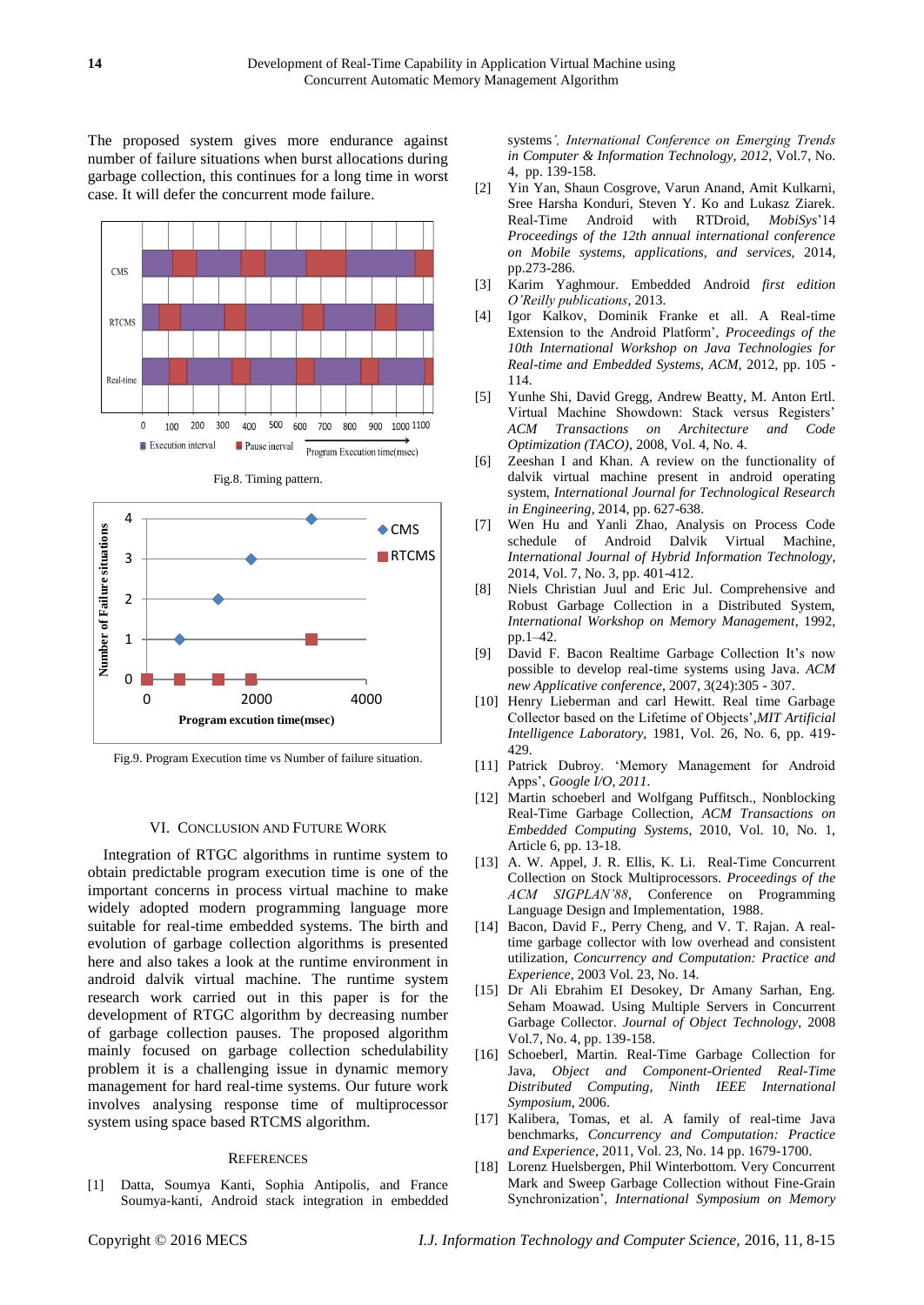The proposed system gives more endurance against number of failure situations when burst allocations during garbage collection, this continues for a long time in worst case. It will defer the concurrent mode failure.

Fig.8. Timing pattern.

Fig.9. Program Execution time vs Number of failure situation.

## VI. Conclusion and Future Work

Integration of RTGC algorithms in runtime system to obtain predictable program execution time is one of the important concerns in process virtual machine to make widely adopted modern programming language more suitable for real-time embedded systems. The birth and evolution of garbage collection algorithms is presented here and also takes a look at the runtime environment in android dalvik virtual machine. The runtime system research work carried out in this paper is for the development of RTGC algorithm by decreasing number of garbage collection pauses. The proposed algorithm mainly focused on garbage collection schedulability problem it is a challenging issue in dynamic memory management for hard real-time systems. Our future work involves analysing response time of multiprocessor system using space based RTCMS algorithm.

## References

[1] Datta, Soumya Kanti, Sophia Antipolis, and France Soumya-kanti, Android stack integration in embedded systems', *International Conference on Emerging Trends in Computer & Information Technology, 2012,* Vol.7, No. 4, pp. 139-158.

[2] Yin Yan, Shaun Cosgrove, Varun Anand, Amit Kulkarni, Sree Harsha Konduri, Steven Y. Ko and Lukasz Ziarek. Real-Time Android with RTDroid, *MobiSys*'14 *Proceedings of the 12th annual international conference on Mobile systems, applications, and services*, 2014, pp.273-286.

[3] Karim Yaghmour. Embedded Android *first edition O'Reilly publications*, 2013.

[4] Igor Kalkov, Dominik Franke et all. A Real-time Extension to the Android Platform', *Proceedings of the 10th International Workshop on Java Technologies for Real-time and Embedded Systems, ACM*, 2012, pp. 105 - 114.

[5] Yunhe Shi, David Gregg, Andrew Beatty, M. Anton Ertl. Virtual Machine Showdown: Stack versus Registers' *ACM Transactions on Architecture and Code Optimization (TACO)*, 2008, Vol. 4, No. 4.

[6] Zeeshan I and Khan. A review on the functionality of dalvik virtual machine present in android operating system, *International Journal for Technological Research in Engineering*, 2014, pp. 627-638.

[7] Wen Hu and Yanli Zhao, Analysis on Process Code schedule of Android Dalvik Virtual Machine, *International Journal of Hybrid Information Technology*, 2014, Vol. 7, No. 3, pp. 401-412.

[8] Niels Christian Juul and Eric Jul. Comprehensive and Robust Garbage Collection in a Distributed System, *International Workshop on Memory Management*, 1992, pp.1–42.

[9] David F. Bacon Realtime Garbage Collection It's now possible to develop real-time systems using Java. *ACM new Applicative conference*, 2007, 3(24):305 - 307.

[10] Henry Lieberman and carl Hewitt. Real time Garbage Collector based on the Lifetime of Objects',*MIT Artificial Intelligence Laboratory*, 1981, Vol. 26, No. 6, pp. 419-429.

[11] Patrick Dubroy. 'Memory Management for Android Apps', *Google I/O, 2011.*

[12] Martin schoeberl and Wolfgang Puffitsch., Nonblocking Real-Time Garbage Collection, *ACM Transactions on Embedded Computing Systems*, 2010, Vol. 10, No. 1, Article 6, pp. 13-18.

[13] A. W. Appel, J. R. Ellis, K. Li. Real-Time Concurrent Collection on Stock Multiprocessors. *Proceedings of the ACM SIGPLAN'88*, Conference on Programming Language Design and Implementation, 1988.

[14] Bacon, David F., Perry Cheng, and V. T. Rajan. A real-time garbage collector with low overhead and consistent utilization, *Concurrency and Computation: Practice and Experience*, 2003 Vol. 23, No. 14.

[15] Dr Ali Ebrahim El Desokey, Dr Amany Sarhan, Eng. Seham Moawad. Using Multiple Servers in Concurrent Garbage Collector. *Journal of Object Technology*, 2008 Vol.7, No. 4, pp. 139-158.

[16] Schoeberl, Martin. Real-Time Garbage Collection for Java, *Object and Component-Oriented Real-Time Distributed Computing, Ninth IEEE International Symposium*, 2006.

[17] Kalibera, Tomas, et al. A family of real-time Java benchmarks, *Concurrency and Computation: Practice and Experience*, 2011, Vol. 23, No. 14 pp. 1679-1700.

[18] Lorenz Huelsbergen, Phil Winterbottom. Very Concurrent Mark and Sweep Garbage Collection without Fine-Grain Synchronization', *International Symposium on Memory*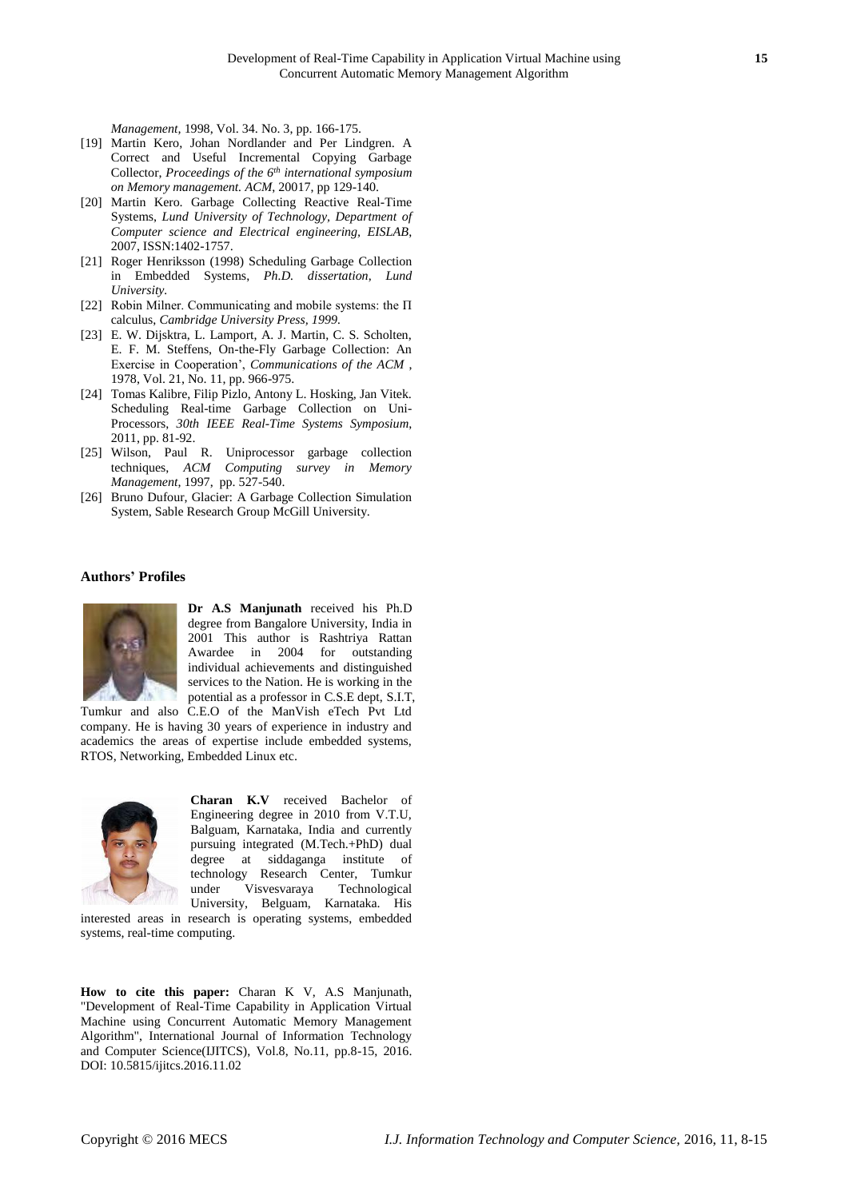*Management*, 1998, Vol. 34. No. 3, pp. 166-175.

[19] Martin Kero, Johan Nordlander and Per Lindgren. A Correct and Useful Incremental Copying Garbage Collector, *Proceedings of the 6th international symposium on Memory management. ACM*, 20017, pp 129-140.

[20] Martin Kero. Garbage Collecting Reactive Real-Time Systems, *Lund University of Technology, Department of Computer science and Electrical engineering, EISLAB*, 2007, ISSN:1402-1757.

[21] Roger Henriksson (1998) Scheduling Garbage Collection in Embedded Systems, *Ph.D. dissertation, Lund University.*

[22] Robin Milner. Communicating and mobile systems: the Π calculus, *Cambridge University Press, 1999.*

[23] E. W. Dijsktra, L. Lamport, A. J. Martin, C. S. Scholten, E. F. M. Steffens, On-the-Fly Garbage Collection: An Exercise in Cooperation', *Communications of the ACM* , 1978, Vol. 21, No. 11, pp. 966-975.

[24] Tomas Kalibre, Filip Pizlo, Antony L. Hosking, Jan Vitek. Scheduling Real-time Garbage Collection on Uni-Processors, *30th IEEE Real-Time Systems Symposium*, 2011, pp. 81-92.

[25] Wilson, Paul R. Uniprocessor garbage collection techniques, *ACM Computing survey in Memory Management*, 1997, pp. 527-540.

[26] Bruno Dufour, Glacier: A Garbage Collection Simulation System, Sable Research Group McGill University.

### Authors' Profiles

**Dr A.S Manjunath** received his Ph.D degree from Bangalore University, India in 2001 This author is Rashtriya Rattan Awardee in 2004 for outstanding individual achievements and distinguished services to the Nation. He is working in the potential as a professor in C.S.E dept, S.I.T, Tumkur and also C.E.O of the ManVish eTech Pvt Ltd company. He is having 30 years of experience in industry and academics the areas of expertise include embedded systems, RTOS, Networking, Embedded Linux etc.

**Charan K.V** received Bachelor of Engineering degree in 2010 from V.T.U, Balguam, Karnataka, India and currently pursuing integrated (M.Tech.+PhD) dual degree at siddaganga institute of technology Research Center, Tumkur under Visvesvaraya Technological University, Belguam, Karnataka. His interested areas in research is operating systems, embedded systems, real-time computing.

**How to cite this paper:** Charan K V, A.S Manjunath, "Development of Real-Time Capability in Application Virtual Machine using Concurrent Automatic Memory Management Algorithm", International Journal of Information Technology and Computer Science(IJITCS), Vol.8, No.11, pp.8-15, 2016. DOI: 10.5815/ijitcs.2016.11.02